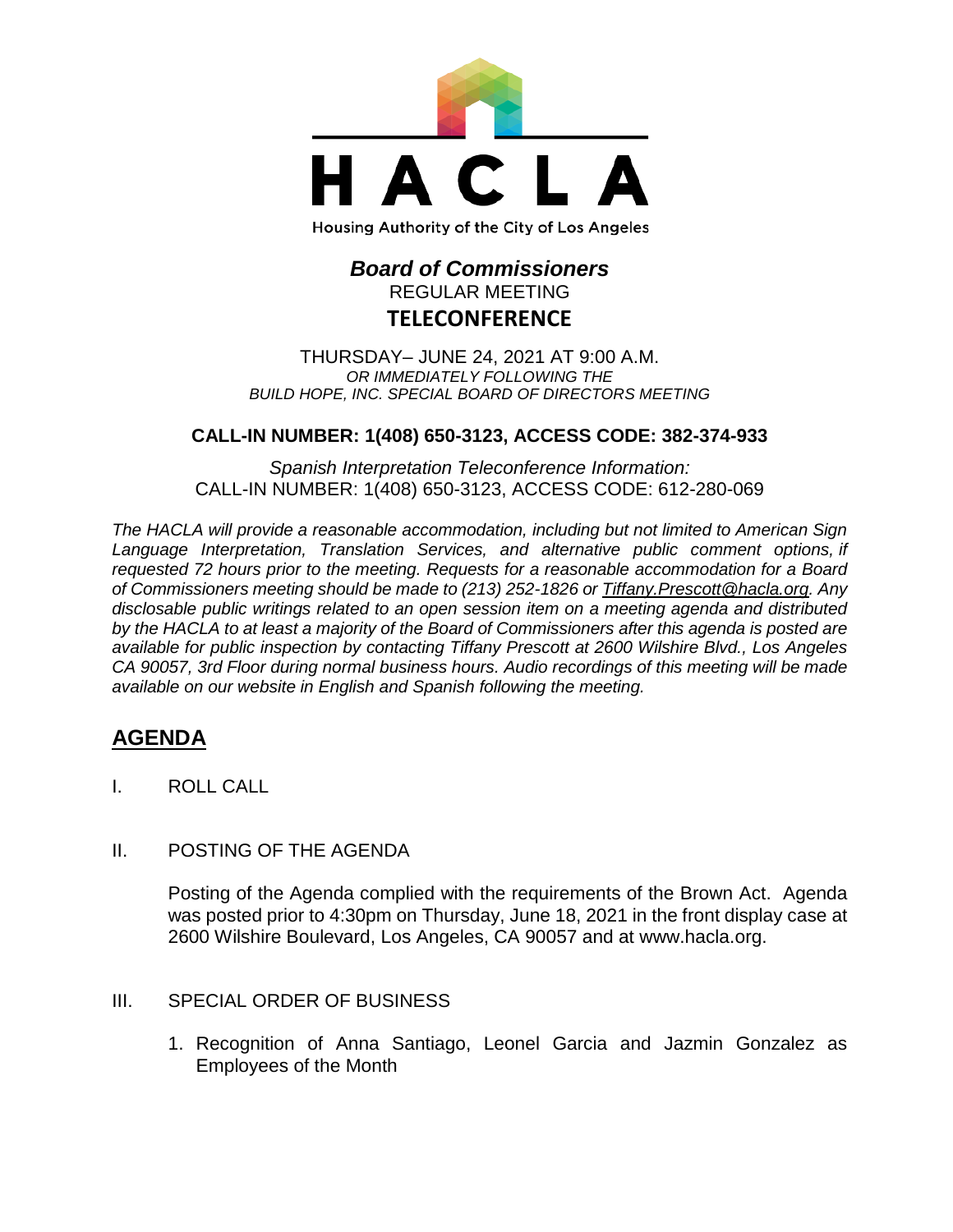HACLA

Housing Authority of the City of Los Angeles

# *Board of Commissioners*

REGULAR MEETING

**TELECONFERENCE**

THURSDAY– JUNE 24, 2021 AT 9:00 A.M.
*OR IMMEDIATELY FOLLOWING THE BUILD HOPE, INC. SPECIAL BOARD OF DIRECTORS MEETING*

**CALL-IN NUMBER: 1(408) 650-3123, ACCESS CODE: 382-374-933**

*Spanish Interpretation Teleconference Information:*
CALL-IN NUMBER: 1(408) 650-3123, ACCESS CODE: 612-280-069

*The HACLA will provide a reasonable accommodation, including but not limited to American Sign Language Interpretation, Translation Services, and alternative public comment options, if requested 72 hours prior to the meeting. Requests for a reasonable accommodation for a Board of Commissioners meeting should be made to (213) 252-1826 or Tiffany.Prescott@hacla.org. Any disclosable public writings related to an open session item on a meeting agenda and distributed by the HACLA to at least a majority of the Board of Commissioners after this agenda is posted are available for public inspection by contacting Tiffany Prescott at 2600 Wilshire Blvd., Los Angeles CA 90057, 3rd Floor during normal business hours. Audio recordings of this meeting will be made available on our website in English and Spanish following the meeting.*

## AGENDA

I. ROLL CALL

II. POSTING OF THE AGENDA

Posting of the Agenda complied with the requirements of the Brown Act. Agenda was posted prior to 4:30pm on Thursday, June 18, 2021 in the front display case at 2600 Wilshire Boulevard, Los Angeles, CA 90057 and at www.hacla.org.

III. SPECIAL ORDER OF BUSINESS

1. Recognition of Anna Santiago, Leonel Garcia and Jazmin Gonzalez as Employees of the Month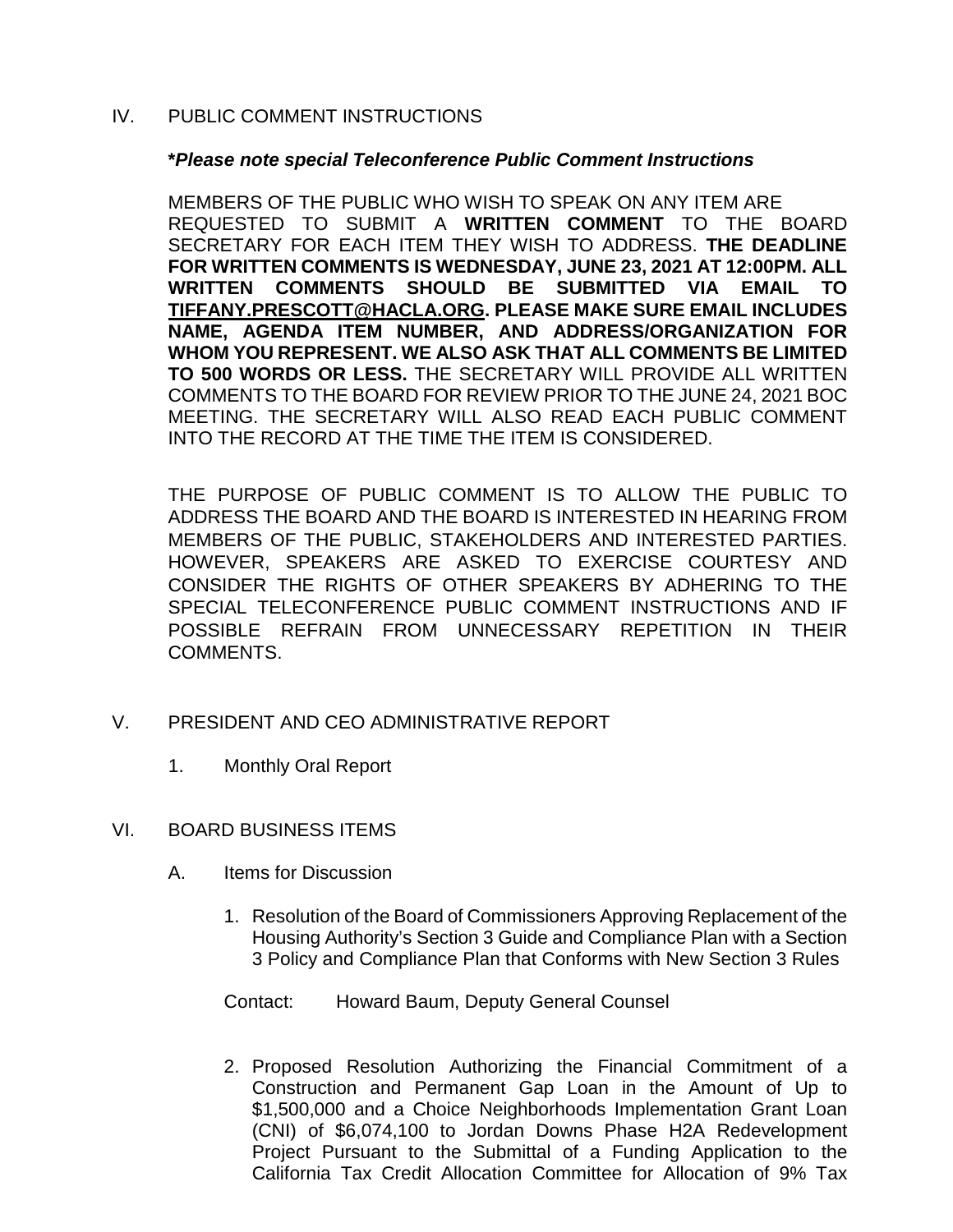## IV. PUBLIC COMMENT INSTRUCTIONS

***Please note special Teleconference Public Comment Instructions***

MEMBERS OF THE PUBLIC WHO WISH TO SPEAK ON ANY ITEM ARE REQUESTED TO SUBMIT A **WRITTEN COMMENT** TO THE BOARD SECRETARY FOR EACH ITEM THEY WISH TO ADDRESS. **THE DEADLINE FOR WRITTEN COMMENTS IS WEDNESDAY, JUNE 23, 2021 AT 12:00PM. ALL WRITTEN COMMENTS SHOULD BE SUBMITTED VIA EMAIL TO TIFFANY.PRESCOTT@HACLA.ORG. PLEASE MAKE SURE EMAIL INCLUDES NAME, AGENDA ITEM NUMBER, AND ADDRESS/ORGANIZATION FOR WHOM YOU REPRESENT. WE ALSO ASK THAT ALL COMMENTS BE LIMITED TO 500 WORDS OR LESS.** THE SECRETARY WILL PROVIDE ALL WRITTEN COMMENTS TO THE BOARD FOR REVIEW PRIOR TO THE JUNE 24, 2021 BOC MEETING. THE SECRETARY WILL ALSO READ EACH PUBLIC COMMENT INTO THE RECORD AT THE TIME THE ITEM IS CONSIDERED.

THE PURPOSE OF PUBLIC COMMENT IS TO ALLOW THE PUBLIC TO ADDRESS THE BOARD AND THE BOARD IS INTERESTED IN HEARING FROM MEMBERS OF THE PUBLIC, STAKEHOLDERS AND INTERESTED PARTIES. HOWEVER, SPEAKERS ARE ASKED TO EXERCISE COURTESY AND CONSIDER THE RIGHTS OF OTHER SPEAKERS BY ADHERING TO THE SPECIAL TELECONFERENCE PUBLIC COMMENT INSTRUCTIONS AND IF POSSIBLE REFRAIN FROM UNNECESSARY REPETITION IN THEIR COMMENTS.

## V. PRESIDENT AND CEO ADMINISTRATIVE REPORT

1. Monthly Oral Report

## VI. BOARD BUSINESS ITEMS

### A. Items for Discussion

1. Resolution of the Board of Commissioners Approving Replacement of the Housing Authority's Section 3 Guide and Compliance Plan with a Section 3 Policy and Compliance Plan that Conforms with New Section 3 Rules

   Contact: Howard Baum, Deputy General Counsel

2. Proposed Resolution Authorizing the Financial Commitment of a Construction and Permanent Gap Loan in the Amount of Up to $1,500,000 and a Choice Neighborhoods Implementation Grant Loan (CNI) of $6,074,100 to Jordan Downs Phase H2A Redevelopment Project Pursuant to the Submittal of a Funding Application to the California Tax Credit Allocation Committee for Allocation of 9% Tax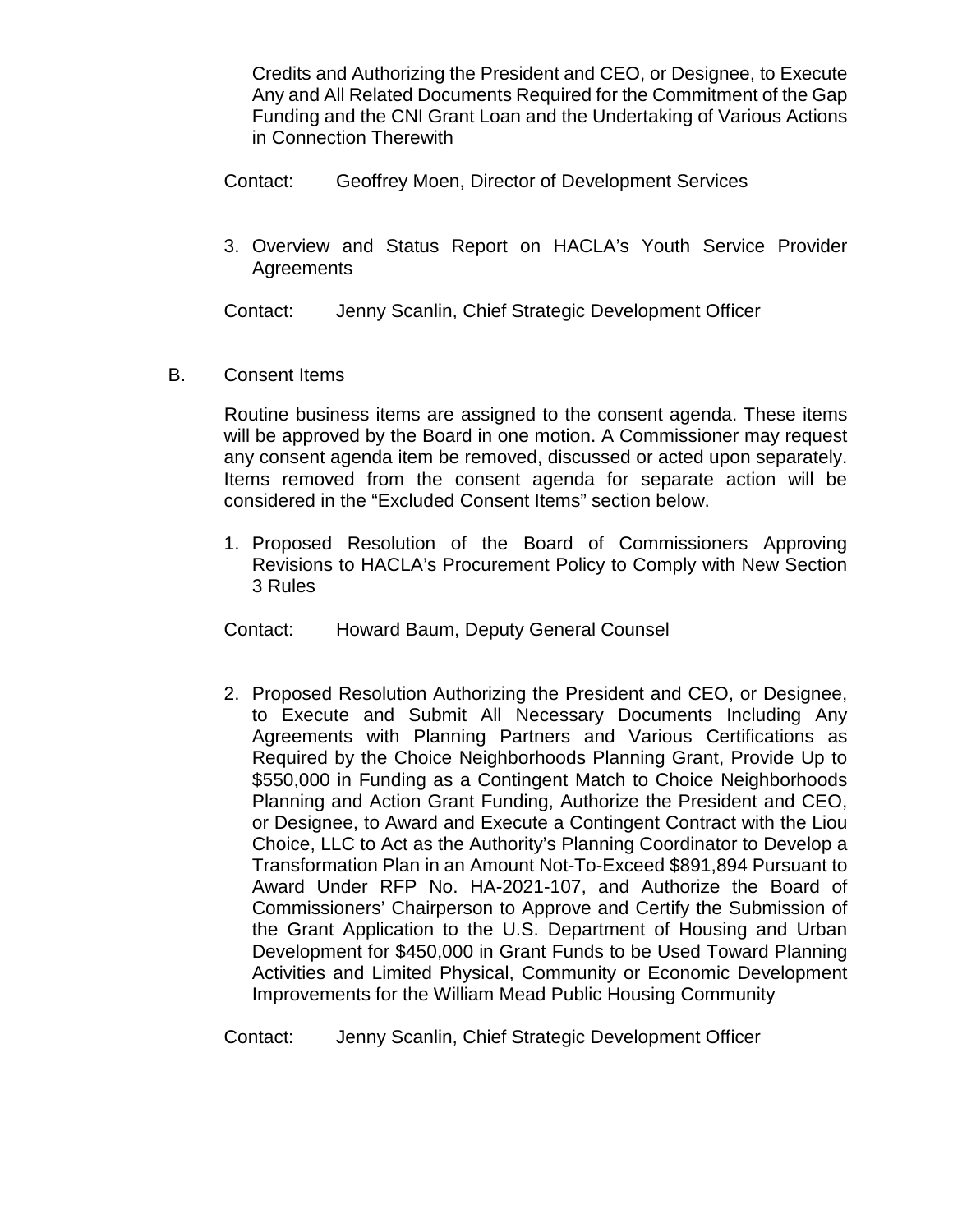Credits and Authorizing the President and CEO, or Designee, to Execute Any and All Related Documents Required for the Commitment of the Gap Funding and the CNI Grant Loan and the Undertaking of Various Actions in Connection Therewith

Contact: Geoffrey Moen, Director of Development Services

3. Overview and Status Report on HACLA's Youth Service Provider Agreements

Contact: Jenny Scanlin, Chief Strategic Development Officer

B. Consent Items

Routine business items are assigned to the consent agenda. These items will be approved by the Board in one motion. A Commissioner may request any consent agenda item be removed, discussed or acted upon separately. Items removed from the consent agenda for separate action will be considered in the "Excluded Consent Items" section below.

1. Proposed Resolution of the Board of Commissioners Approving Revisions to HACLA's Procurement Policy to Comply with New Section 3 Rules

Contact: Howard Baum, Deputy General Counsel

2. Proposed Resolution Authorizing the President and CEO, or Designee, to Execute and Submit All Necessary Documents Including Any Agreements with Planning Partners and Various Certifications as Required by the Choice Neighborhoods Planning Grant, Provide Up to $550,000 in Funding as a Contingent Match to Choice Neighborhoods Planning and Action Grant Funding, Authorize the President and CEO, or Designee, to Award and Execute a Contingent Contract with the Liou Choice, LLC to Act as the Authority's Planning Coordinator to Develop a Transformation Plan in an Amount Not-To-Exceed $891,894 Pursuant to Award Under RFP No. HA-2021-107, and Authorize the Board of Commissioners' Chairperson to Approve and Certify the Submission of the Grant Application to the U.S. Department of Housing and Urban Development for $450,000 in Grant Funds to be Used Toward Planning Activities and Limited Physical, Community or Economic Development Improvements for the William Mead Public Housing Community

Contact: Jenny Scanlin, Chief Strategic Development Officer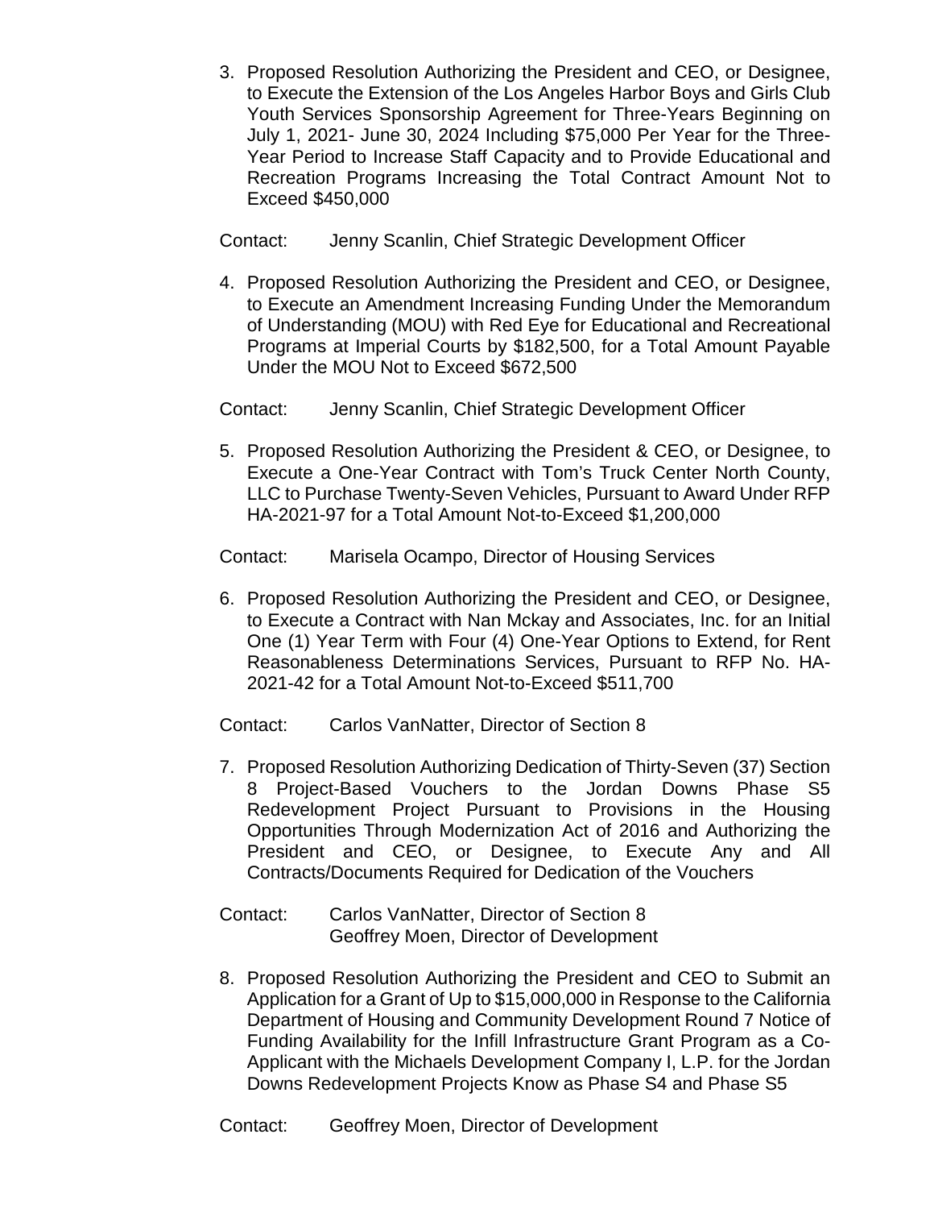3. Proposed Resolution Authorizing the President and CEO, or Designee, to Execute the Extension of the Los Angeles Harbor Boys and Girls Club Youth Services Sponsorship Agreement for Three-Years Beginning on July 1, 2021- June 30, 2024 Including $75,000 Per Year for the Three-Year Period to Increase Staff Capacity and to Provide Educational and Recreation Programs Increasing the Total Contract Amount Not to Exceed $450,000

   Contact: Jenny Scanlin, Chief Strategic Development Officer

4. Proposed Resolution Authorizing the President and CEO, or Designee, to Execute an Amendment Increasing Funding Under the Memorandum of Understanding (MOU) with Red Eye for Educational and Recreational Programs at Imperial Courts by $182,500, for a Total Amount Payable Under the MOU Not to Exceed $672,500

   Contact: Jenny Scanlin, Chief Strategic Development Officer

5. Proposed Resolution Authorizing the President & CEO, or Designee, to Execute a One-Year Contract with Tom's Truck Center North County, LLC to Purchase Twenty-Seven Vehicles, Pursuant to Award Under RFP HA-2021-97 for a Total Amount Not-to-Exceed $1,200,000

   Contact: Marisela Ocampo, Director of Housing Services

6. Proposed Resolution Authorizing the President and CEO, or Designee, to Execute a Contract with Nan Mckay and Associates, Inc. for an Initial One (1) Year Term with Four (4) One-Year Options to Extend, for Rent Reasonableness Determinations Services, Pursuant to RFP No. HA-2021-42 for a Total Amount Not-to-Exceed $511,700

   Contact: Carlos VanNatter, Director of Section 8

7. Proposed Resolution Authorizing Dedication of Thirty-Seven (37) Section 8 Project-Based Vouchers to the Jordan Downs Phase S5 Redevelopment Project Pursuant to Provisions in the Housing Opportunities Through Modernization Act of 2016 and Authorizing the President and CEO, or Designee, to Execute Any and All Contracts/Documents Required for Dedication of the Vouchers

   Contact: Carlos VanNatter, Director of Section 8
   Geoffrey Moen, Director of Development

8. Proposed Resolution Authorizing the President and CEO to Submit an Application for a Grant of Up to $15,000,000 in Response to the California Department of Housing and Community Development Round 7 Notice of Funding Availability for the Infill Infrastructure Grant Program as a Co-Applicant with the Michaels Development Company I, L.P. for the Jordan Downs Redevelopment Projects Know as Phase S4 and Phase S5

   Contact: Geoffrey Moen, Director of Development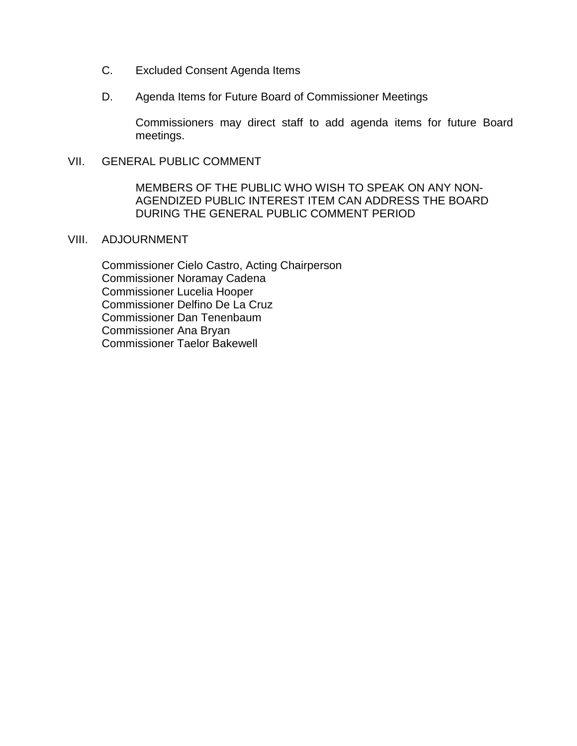C. Excluded Consent Agenda Items

D. Agenda Items for Future Board of Commissioner Meetings

Commissioners may direct staff to add agenda items for future Board meetings.

VII. GENERAL PUBLIC COMMENT

MEMBERS OF THE PUBLIC WHO WISH TO SPEAK ON ANY NON-AGENDIZED PUBLIC INTEREST ITEM CAN ADDRESS THE BOARD DURING THE GENERAL PUBLIC COMMENT PERIOD

VIII. ADJOURNMENT

Commissioner Cielo Castro, Acting Chairperson
Commissioner Noramay Cadena
Commissioner Lucelia Hooper
Commissioner Delfino De La Cruz
Commissioner Dan Tenenbaum
Commissioner Ana Bryan
Commissioner Taelor Bakewell